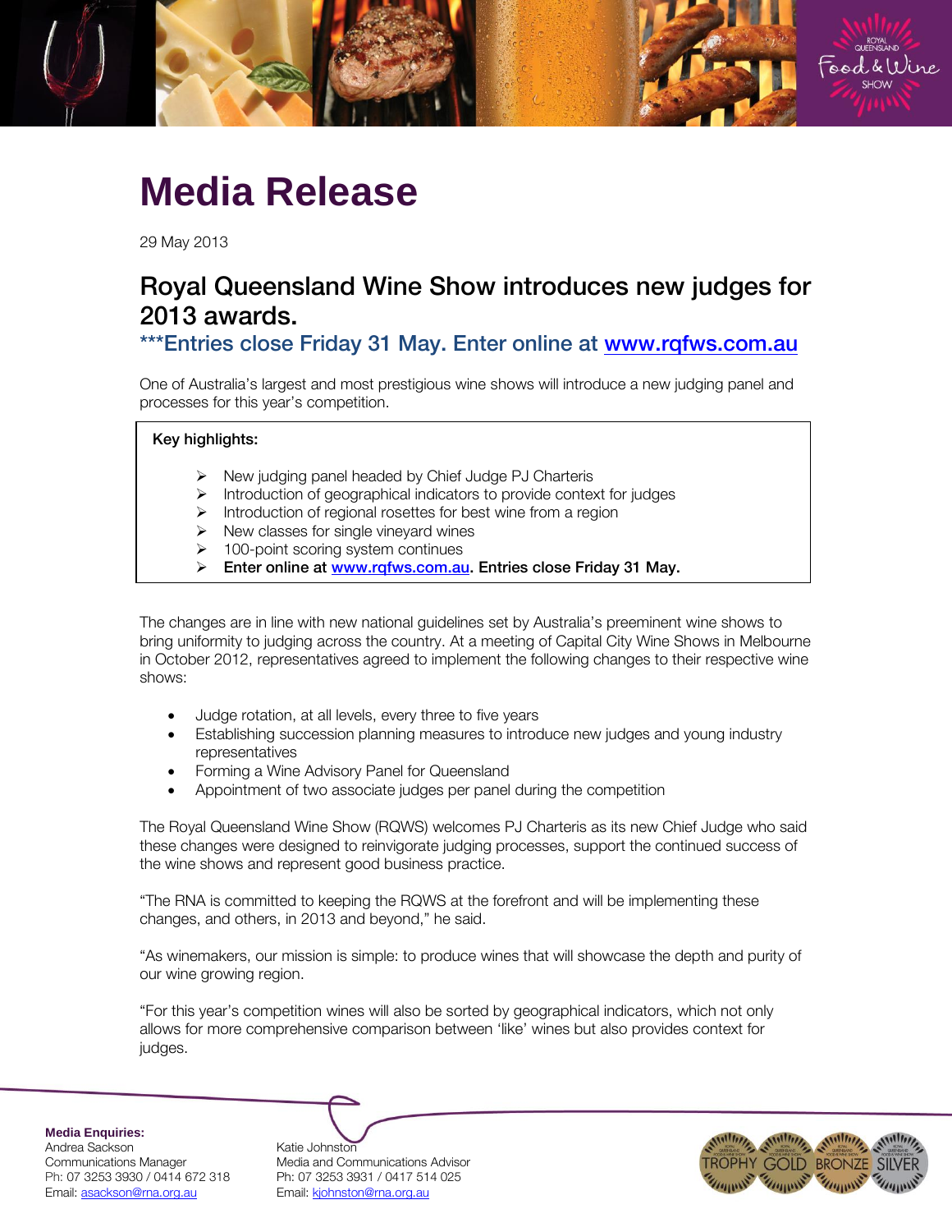# Media Release

29 May 2013

## Royal Queensland Wine Show introduces new judges for 2013 awards.

### ***Entries close Friday 31 May. Enter online at www.rqfws.com.au

One of Australia's largest and most prestigious wine shows will introduce a new judging panel and processes for this year's competition.

**Key highlights:**

- New judging panel headed by Chief Judge PJ Charteris
- Introduction of geographical indicators to provide context for judges
- Introduction of regional rosettes for best wine from a region
- New classes for single vineyard wines
- 100-point scoring system continues
- **Enter online at www.rqfws.com.au. Entries close Friday 31 May.**

The changes are in line with new national guidelines set by Australia's preeminent wine shows to bring uniformity to judging across the country. At a meeting of Capital City Wine Shows in Melbourne in October 2012, representatives agreed to implement the following changes to their respective wine shows:

- Judge rotation, at all levels, every three to five years
- Establishing succession planning measures to introduce new judges and young industry representatives
- Forming a Wine Advisory Panel for Queensland
- Appointment of two associate judges per panel during the competition

The Royal Queensland Wine Show (RQWS) welcomes PJ Charteris as its new Chief Judge who said these changes were designed to reinvigorate judging processes, support the continued success of the wine shows and represent good business practice.

"The RNA is committed to keeping the RQWS at the forefront and will be implementing these changes, and others, in 2013 and beyond," he said.

"As winemakers, our mission is simple: to produce wines that will showcase the depth and purity of our wine growing region.

"For this year's competition wines will also be sorted by geographical indicators, which not only allows for more comprehensive comparison between 'like' wines but also provides context for judges.

**Media Enquiries:**
Andrea Sackson
Communications Manager
Ph: 07 3253 3930 / 0414 672 318
Email: asackson@rna.org.au

Katie Johnston
Media and Communications Advisor
Ph: 07 3253 3931 / 0417 514 025
Email: kjohnston@rna.org.au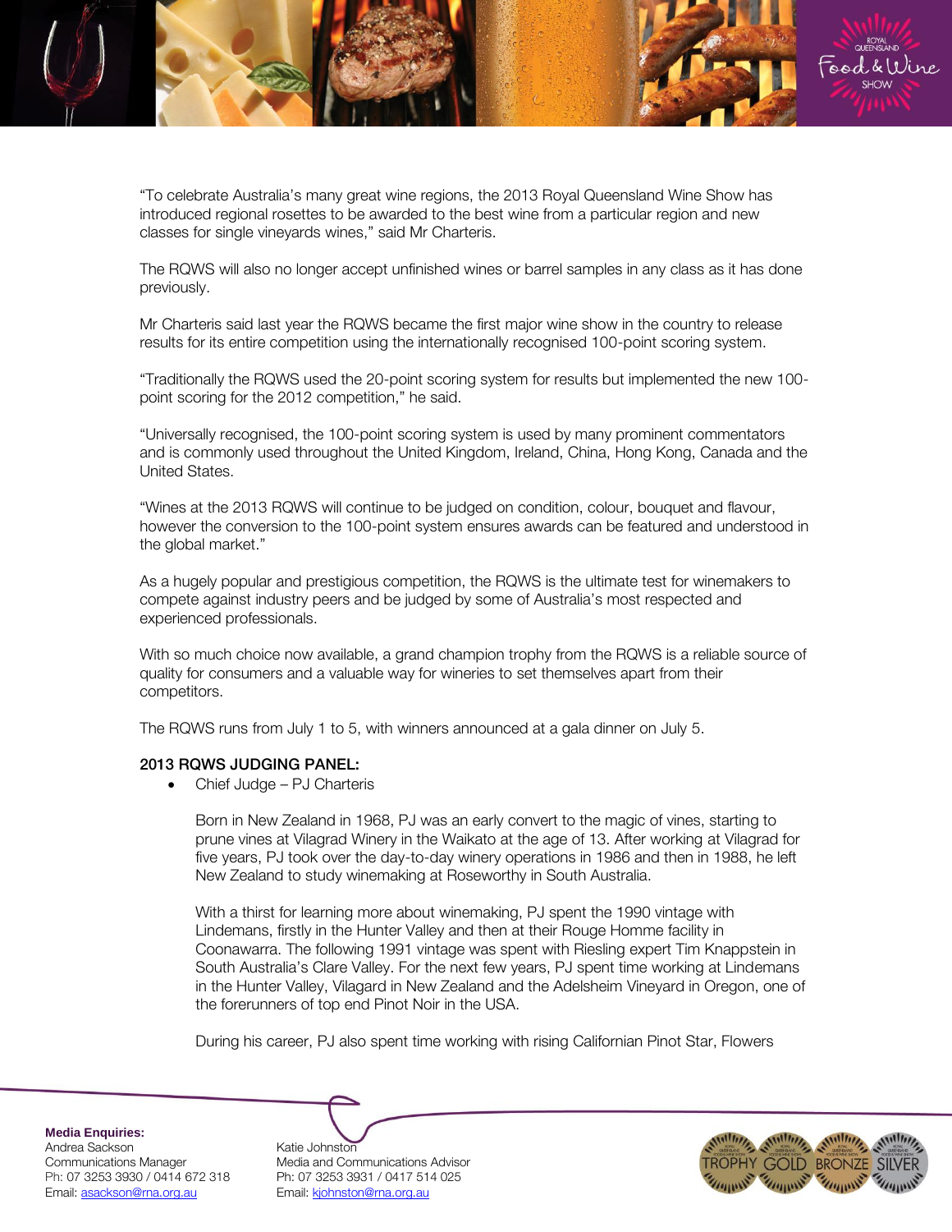"To celebrate Australia's many great wine regions, the 2013 Royal Queensland Wine Show has introduced regional rosettes to be awarded to the best wine from a particular region and new classes for single vineyards wines," said Mr Charteris.

The RQWS will also no longer accept unfinished wines or barrel samples in any class as it has done previously.

Mr Charteris said last year the RQWS became the first major wine show in the country to release results for its entire competition using the internationally recognised 100-point scoring system.

"Traditionally the RQWS used the 20-point scoring system for results but implemented the new 100-point scoring for the 2012 competition," he said.

"Universally recognised, the 100-point scoring system is used by many prominent commentators and is commonly used throughout the United Kingdom, Ireland, China, Hong Kong, Canada and the United States.

"Wines at the 2013 RQWS will continue to be judged on condition, colour, bouquet and flavour, however the conversion to the 100-point system ensures awards can be featured and understood in the global market."

As a hugely popular and prestigious competition, the RQWS is the ultimate test for winemakers to compete against industry peers and be judged by some of Australia's most respected and experienced professionals.

With so much choice now available, a grand champion trophy from the RQWS is a reliable source of quality for consumers and a valuable way for wineries to set themselves apart from their competitors.

The RQWS runs from July 1 to 5, with winners announced at a gala dinner on July 5.

**2013 RQWS JUDGING PANEL:**

- Chief Judge – PJ Charteris

  Born in New Zealand in 1968, PJ was an early convert to the magic of vines, starting to prune vines at Vilagrad Winery in the Waikato at the age of 13. After working at Vilagrad for five years, PJ took over the day-to-day winery operations in 1986 and then in 1988, he left New Zealand to study winemaking at Roseworthy in South Australia.

  With a thirst for learning more about winemaking, PJ spent the 1990 vintage with Lindemans, firstly in the Hunter Valley and then at their Rouge Homme facility in Coonawarra. The following 1991 vintage was spent with Riesling expert Tim Knappstein in South Australia's Clare Valley. For the next few years, PJ spent time working at Lindemans in the Hunter Valley, Vilagard in New Zealand and the Adelsheim Vineyard in Oregon, one of the forerunners of top end Pinot Noir in the USA.

  During his career, PJ also spent time working with rising Californian Pinot Star, Flowers

**Media Enquiries:**
Andrea Sackson
Communications Manager
Ph: 07 3253 3930 / 0414 672 318
Email: asackson@rna.org.au

Katie Johnston
Media and Communications Advisor
Ph: 07 3253 3931 / 0417 514 025
Email: kjohnston@rna.org.au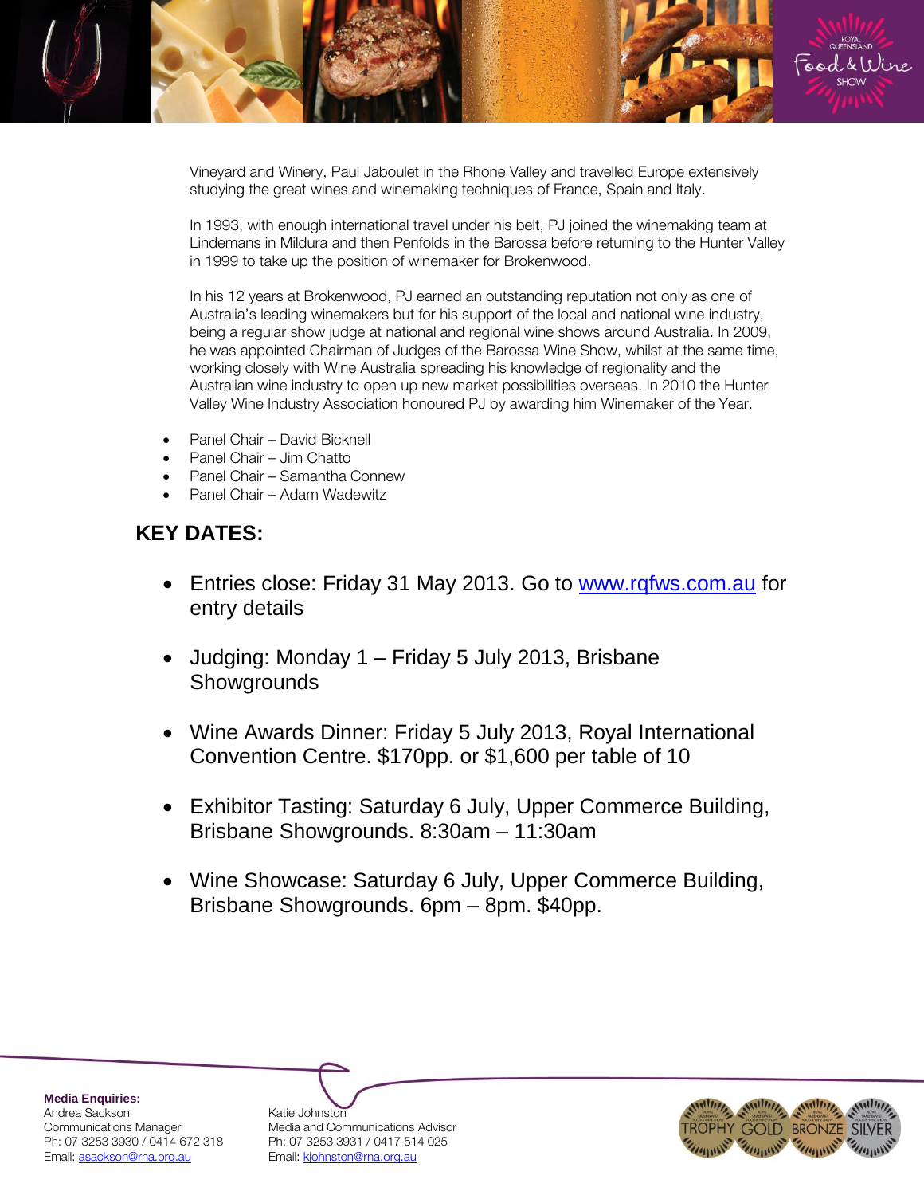Vineyard and Winery, Paul Jaboulet in the Rhone Valley and travelled Europe extensively studying the great wines and winemaking techniques of France, Spain and Italy.

In 1993, with enough international travel under his belt, PJ joined the winemaking team at Lindemans in Mildura and then Penfolds in the Barossa before returning to the Hunter Valley in 1999 to take up the position of winemaker for Brokenwood.

In his 12 years at Brokenwood, PJ earned an outstanding reputation not only as one of Australia's leading winemakers but for his support of the local and national wine industry, being a regular show judge at national and regional wine shows around Australia. In 2009, he was appointed Chairman of Judges of the Barossa Wine Show, whilst at the same time, working closely with Wine Australia spreading his knowledge of regionality and the Australian wine industry to open up new market possibilities overseas. In 2010 the Hunter Valley Wine Industry Association honoured PJ by awarding him Winemaker of the Year.

- Panel Chair – David Bicknell
- Panel Chair – Jim Chatto
- Panel Chair – Samantha Connew
- Panel Chair – Adam Wadewitz

## KEY DATES:

- Entries close: Friday 31 May 2013. Go to www.rqfws.com.au for entry details
- Judging: Monday 1 – Friday 5 July 2013, Brisbane Showgrounds
- Wine Awards Dinner: Friday 5 July 2013, Royal International Convention Centre. $170pp. or $1,600 per table of 10
- Exhibitor Tasting: Saturday 6 July, Upper Commerce Building, Brisbane Showgrounds. 8:30am – 11:30am
- Wine Showcase: Saturday 6 July, Upper Commerce Building, Brisbane Showgrounds. 6pm – 8pm. $40pp.

**Media Enquiries:**

Andrea Sackson
Communications Manager
Ph: 07 3253 3930 / 0414 672 318
Email: asackson@rna.org.au

Katie Johnston
Media and Communications Advisor
Ph: 07 3253 3931 / 0417 514 025
Email: kjohnston@rna.org.au